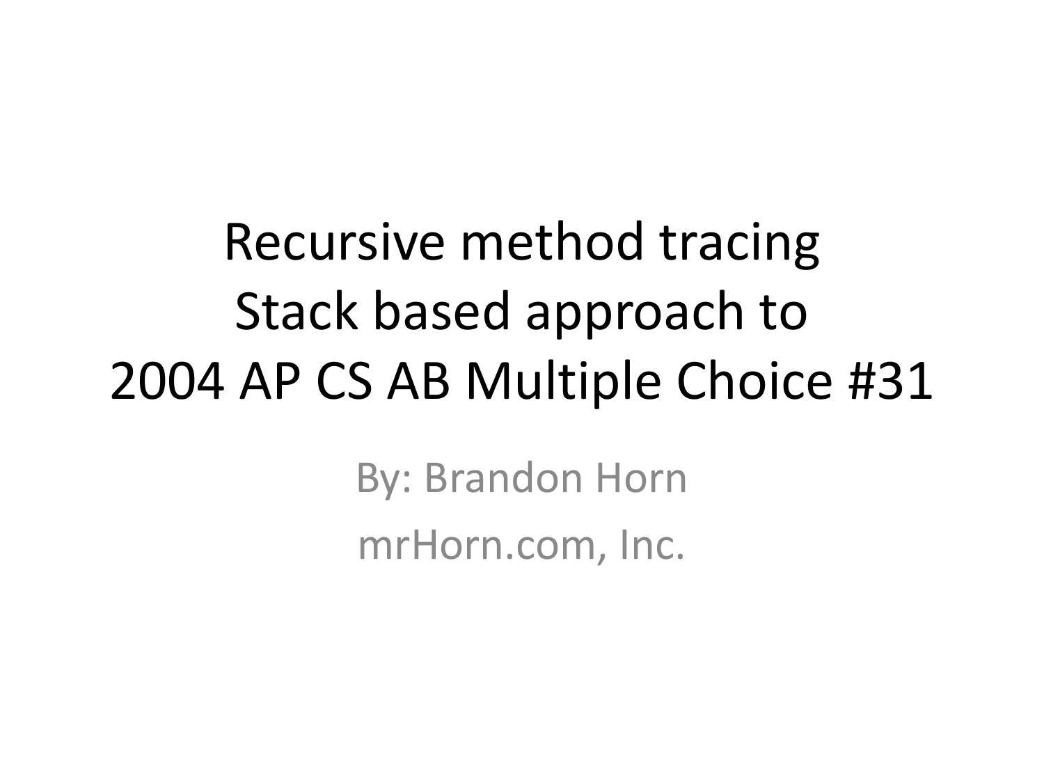# Recursive method tracing
# Stack based approach to
# 2004 AP CS AB Multiple Choice #31

By: Brandon Horn

mrHorn.com, Inc.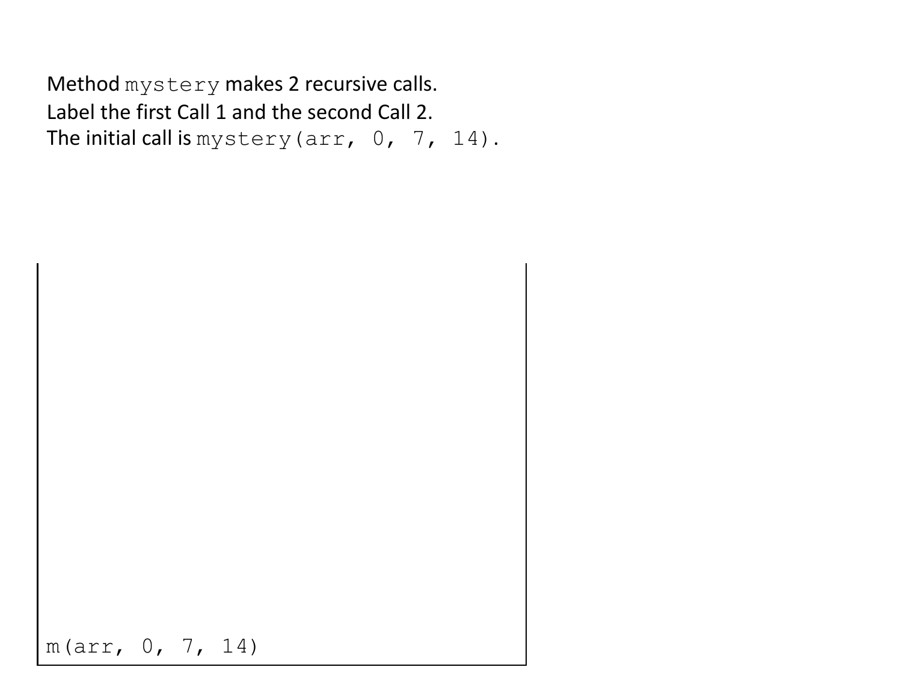Method `mystery` makes 2 recursive calls.
Label the first Call 1 and the second Call 2.
The initial call is `mystery(arr, 0, 7, 14)`.

```
m(arr, 0, 7, 14)
```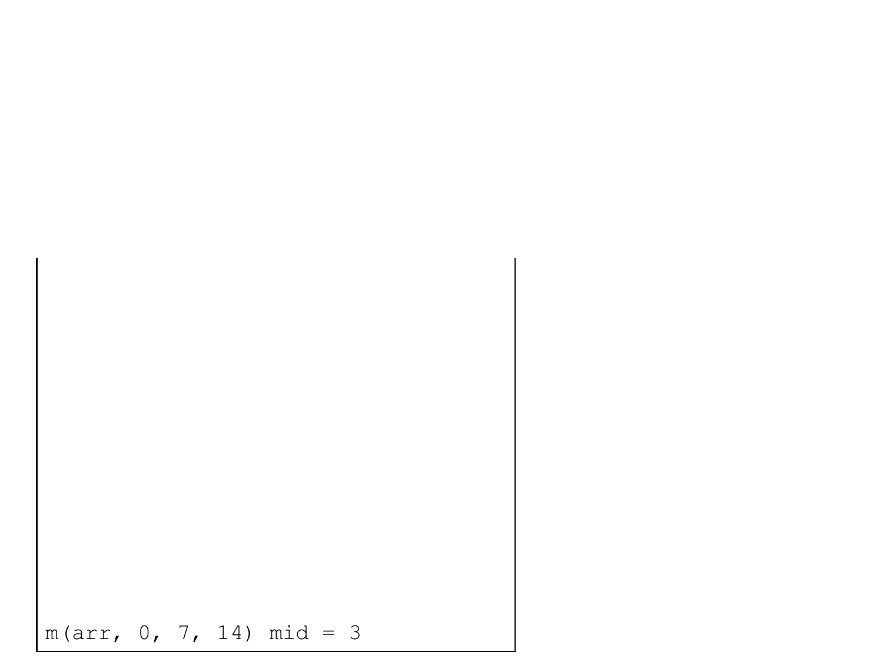```
m(arr, 0, 7, 14) mid = 3
```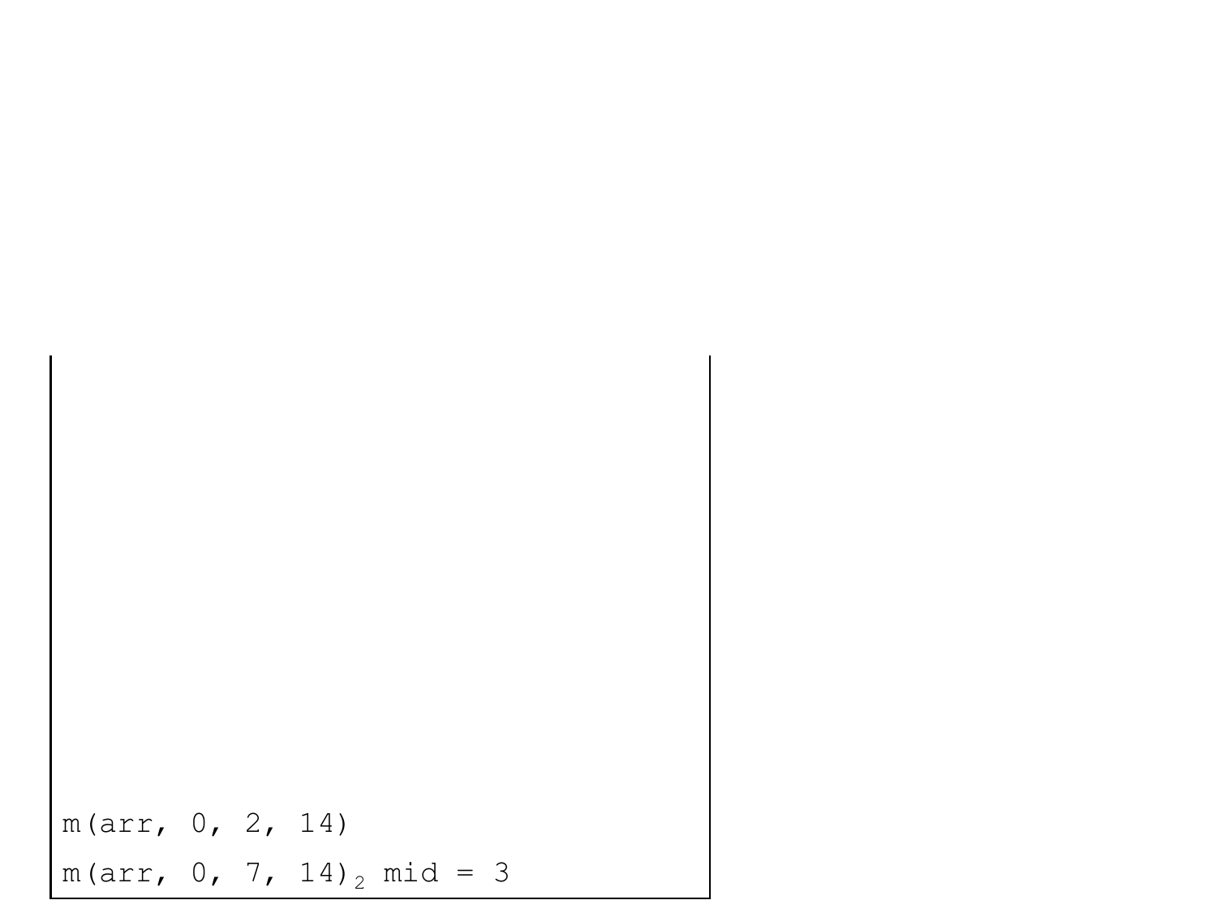```
m(arr, 0, 2, 14)
m(arr, 0, 7, 14)₂ mid = 3
```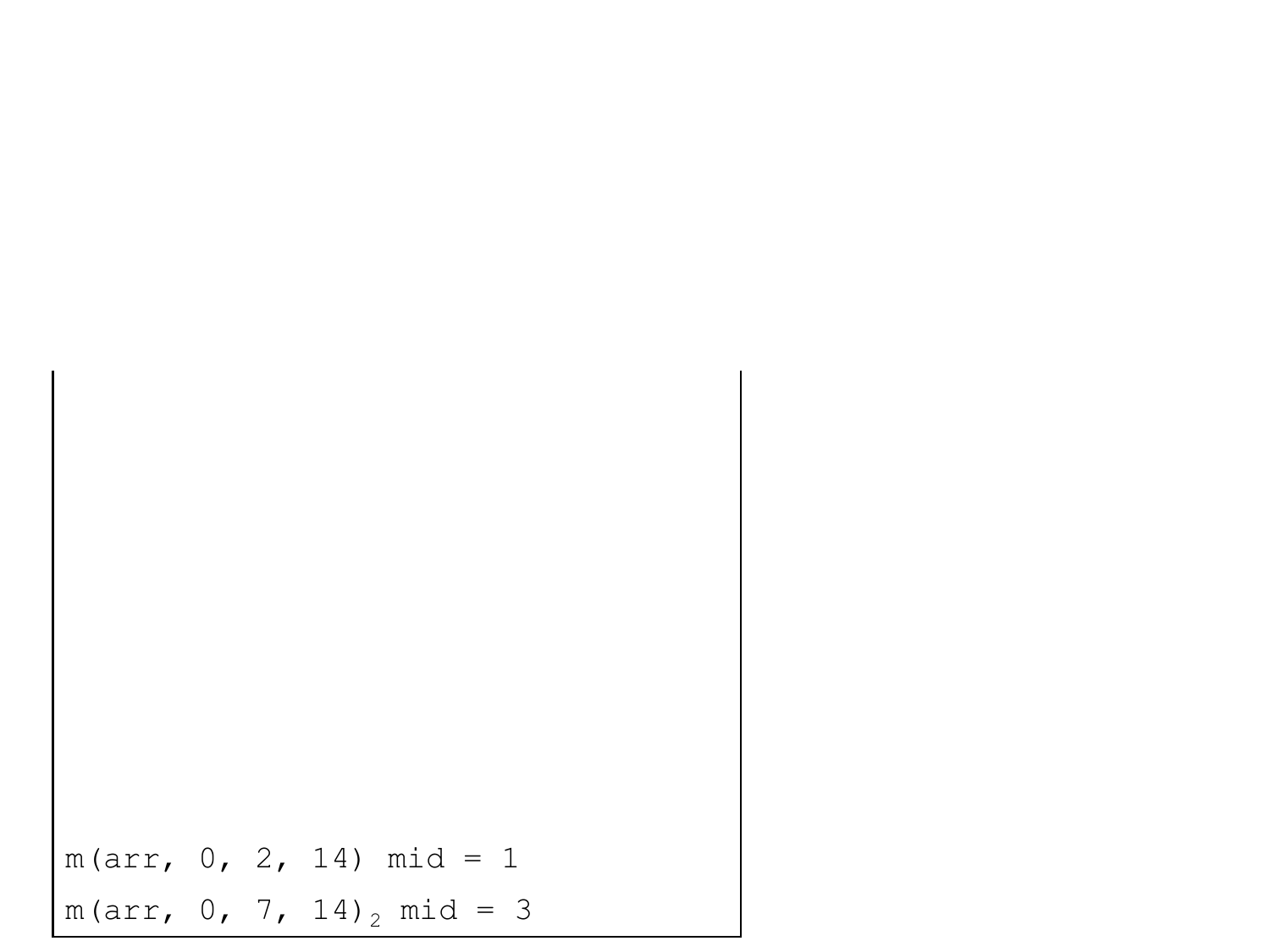```
m(arr, 0, 2, 14) mid = 1
m(arr, 0, 7, 14)₂ mid = 3
```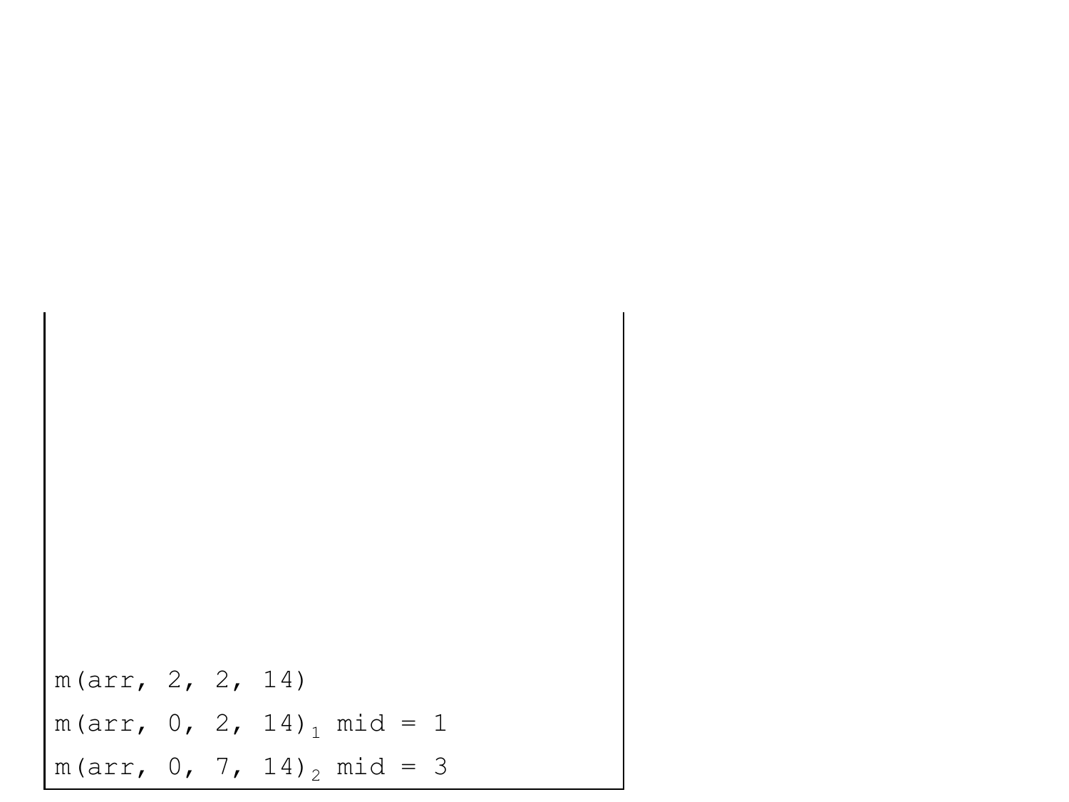```
m(arr, 2, 2, 14)
m(arr, 0, 2, 14)₁ mid = 1
m(arr, 0, 7, 14)₂ mid = 3
```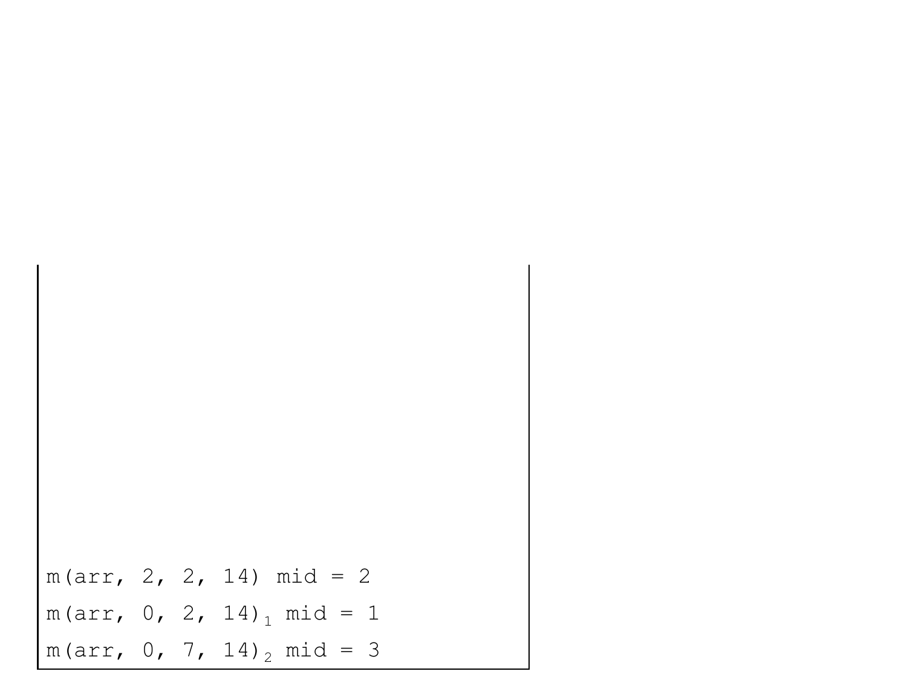```
m(arr, 2, 2, 14) mid = 2
m(arr, 0, 2, 14)₁ mid = 1
m(arr, 0, 7, 14)₂ mid = 3
```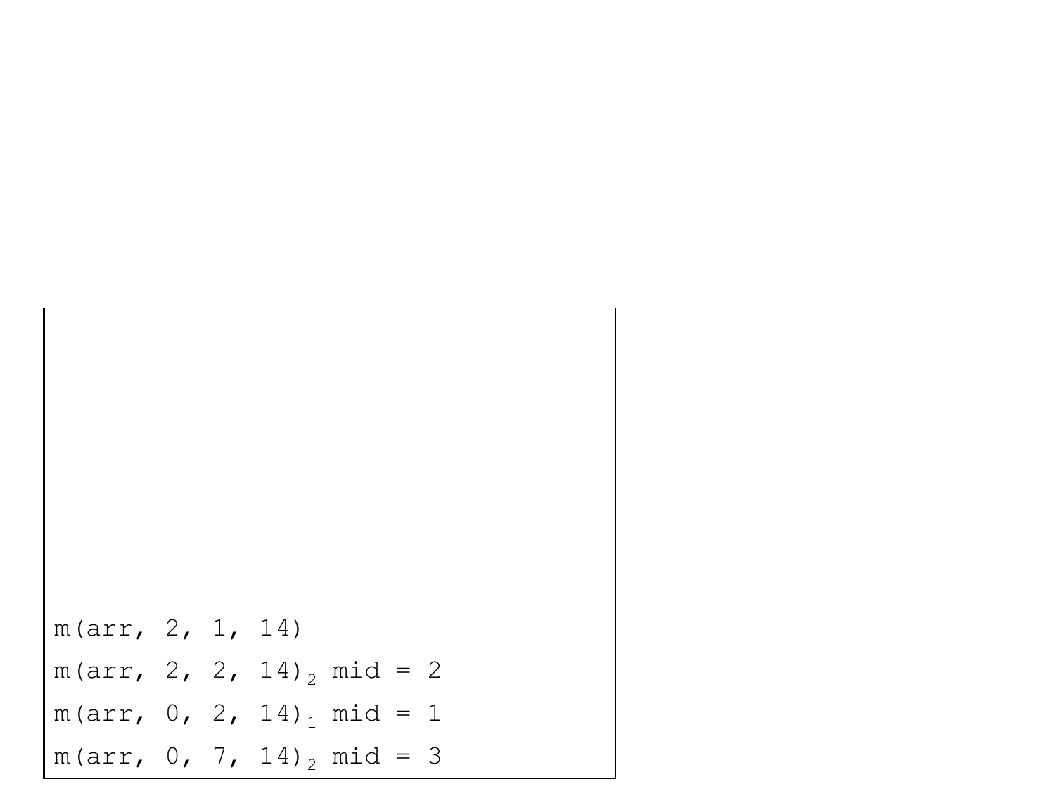```
m(arr, 2, 1, 14)
m(arr, 2, 2, 14)₂ mid = 2
m(arr, 0, 2, 14)₁ mid = 1
m(arr, 0, 7, 14)₂ mid = 3
```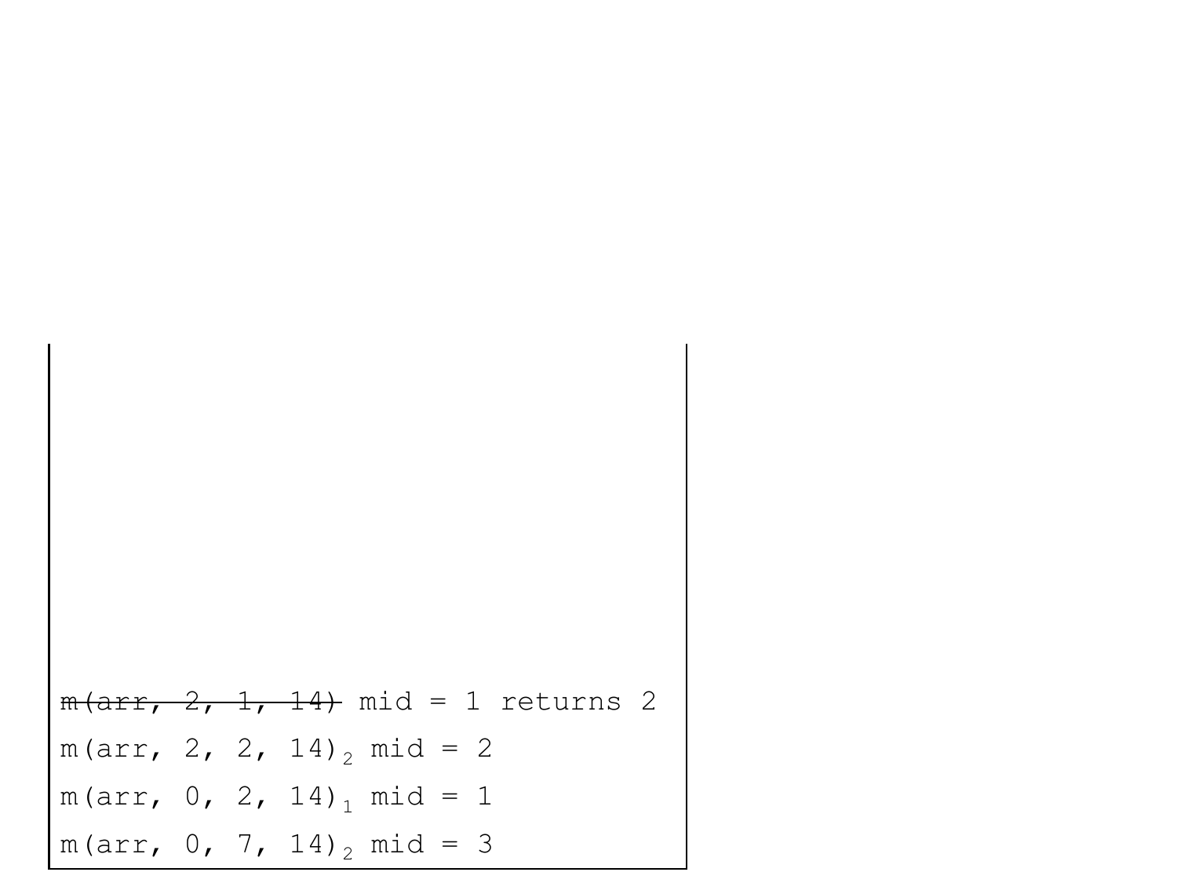```
~~m(arr, 2, 1, 14)~~ mid = 1 returns 2
m(arr, 2, 2, 14)₂ mid = 2
m(arr, 0, 2, 14)₁ mid = 1
m(arr, 0, 7, 14)₂ mid = 3
```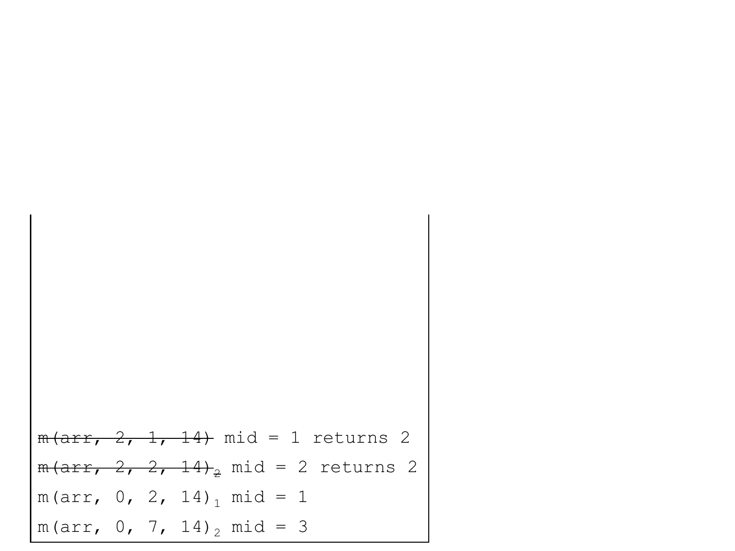```
~~m(arr, 2, 1, 14)~~ mid = 1 returns 2
~~m(arr, 2, 2, 14)2~~ mid = 2 returns 2
m(arr, 0, 2, 14)1 mid = 1
m(arr, 0, 7, 14)2 mid = 3
```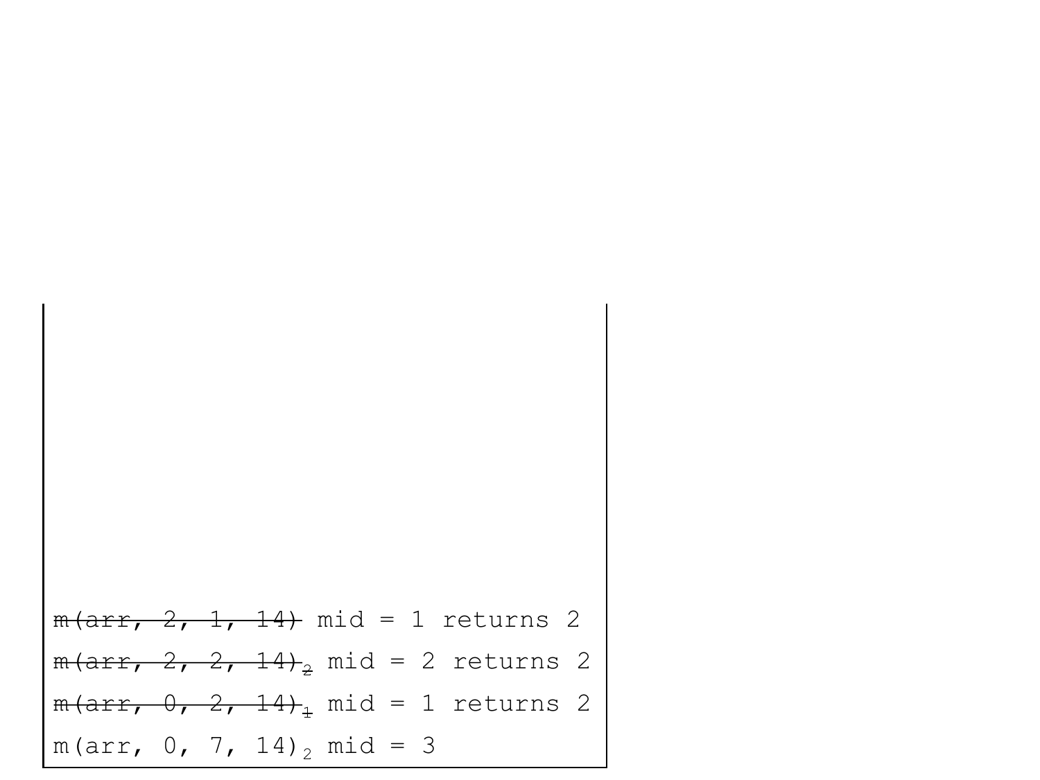~~m(arr, 2, 1, 14)~~ mid = 1 returns 2

~~m(arr, 2, 2, 14)~~ $_2$ mid = 2 returns 2

~~m(arr, 0, 2, 14)~~ $_1$ mid = 1 returns 2

m(arr, 0, 7, 14) $_2$ mid = 3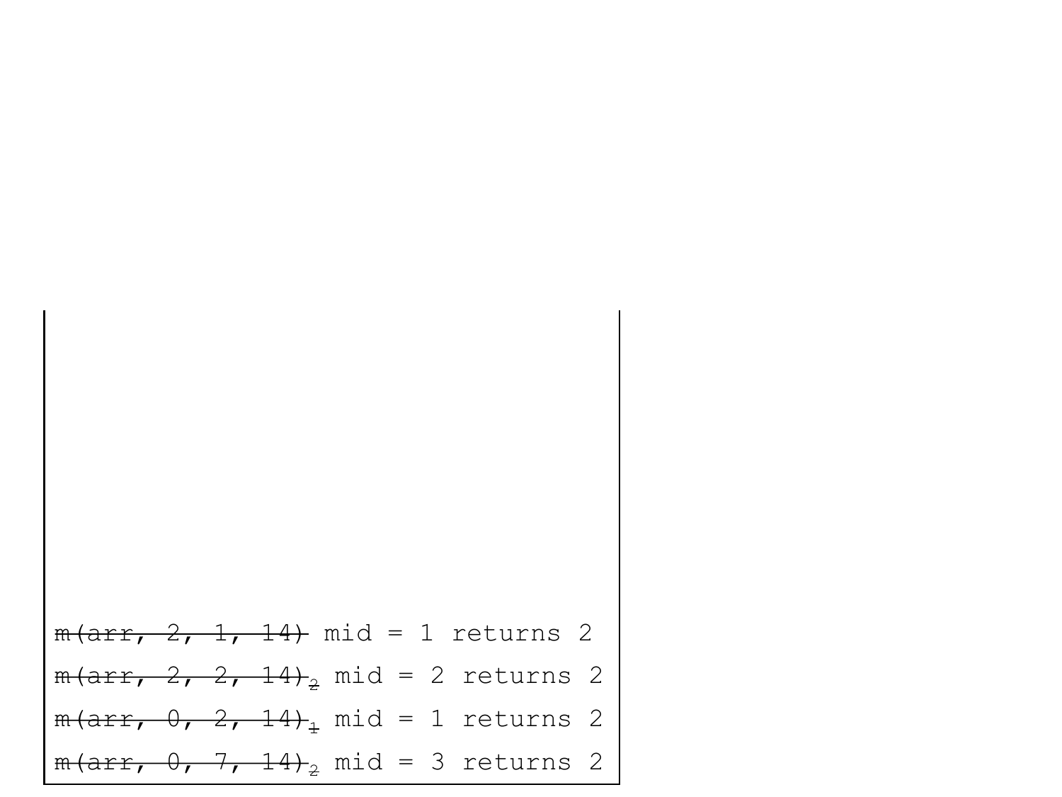~~m(arr, 2, 1, 14)~~ mid = 1 returns 2

~~m(arr, 2, 2, 14)~~ ~~2~~ mid = 2 returns 2

~~m(arr, 0, 2, 14)~~ ~~1~~ mid = 1 returns 2

~~m(arr, 0, 7, 14)~~ ~~2~~ mid = 3 returns 2